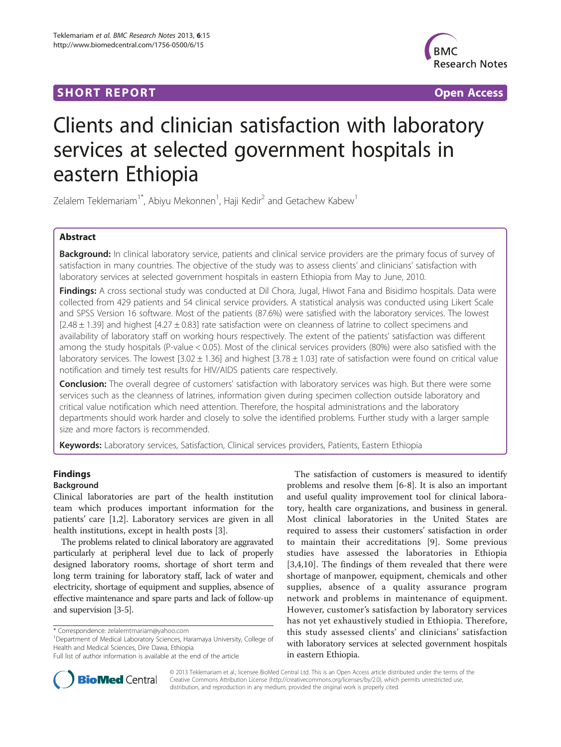**SHORT REPORT** **Open Access**

# Clients and clinician satisfaction with laboratory services at selected government hospitals in eastern Ethiopia

Zelalem Teklemariam[1*], Abiyu Mekonnen[1], Haji Kedir[2] and Getachew Kabew[1]

## Abstract

**Background:** In clinical laboratory service, patients and clinical service providers are the primary focus of survey of satisfaction in many countries. The objective of the study was to assess clients' and clinicians' satisfaction with laboratory services at selected government hospitals in eastern Ethiopia from May to June, 2010.

**Findings:** A cross sectional study was conducted at Dil Chora, Jugal, Hiwot Fana and Bisidimo hospitals. Data were collected from 429 patients and 54 clinical service providers. A statistical analysis was conducted using Likert Scale and SPSS Version 16 software. Most of the patients (87.6%) were satisfied with the laboratory services. The lowest [$2.48 \pm 1.39$] and highest [$4.27 \pm 0.83$] rate satisfaction were on cleanness of latrine to collect specimens and availability of laboratory staff on working hours respectively. The extent of the patients' satisfaction was different among the study hospitals (P-value < 0.05). Most of the clinical services providers (80%) were also satisfied with the laboratory services. The lowest [$3.02 \pm 1.36$] and highest [$3.78 \pm 1.03$] rate of satisfaction were found on critical value notification and timely test results for HIV/AIDS patients care respectively.

**Conclusion:** The overall degree of customers' satisfaction with laboratory services was high. But there were some services such as the cleanness of latrines, information given during specimen collection outside laboratory and critical value notification which need attention. Therefore, the hospital administrations and the laboratory departments should work harder and closely to solve the identified problems. Further study with a larger sample size and more factors is recommended.

**Keywords:** Laboratory services, Satisfaction, Clinical services providers, Patients, Eastern Ethiopia

## Findings

### Background

Clinical laboratories are part of the health institution team which produces important information for the patients' care [1,2]. Laboratory services are given in all health institutions, except in health posts [3].

The problems related to clinical laboratory are aggravated particularly at peripheral level due to lack of properly designed laboratory rooms, shortage of short term and long term training for laboratory staff, lack of water and electricity, shortage of equipment and supplies, absence of effective maintenance and spare parts and lack of follow-up and supervision [3-5].

The satisfaction of customers is measured to identify problems and resolve them [6-8]. It is also an important and useful quality improvement tool for clinical laboratory, health care organizations, and business in general. Most clinical laboratories in the United States are required to assess their customers' satisfaction in order to maintain their accreditations [9]. Some previous studies have assessed the laboratories in Ethiopia [3,4,10]. The findings of them revealed that there were shortage of manpower, equipment, chemicals and other supplies, absence of a quality assurance program network and problems in maintenance of equipment. However, customer's satisfaction by laboratory services has not yet exhaustively studied in Ethiopia. Therefore, this study assessed clients' and clinicians' satisfaction with laboratory services at selected government hospitals in eastern Ethiopia.

\* Correspondence: zelalemtmariam@yahoo.com

[1]Department of Medical Laboratory Sciences, Haramaya University, College of Health and Medical Sciences, Dire Dawa, Ethiopia

Full list of author information is available at the end of the article

© 2013 Teklemariam et al.; licensee BioMed Central Ltd. This is an Open Access article distributed under the terms of the Creative Commons Attribution License (http://creativecommons.org/licenses/by/2.0), which permits unrestricted use, distribution, and reproduction in any medium, provided the original work is properly cited.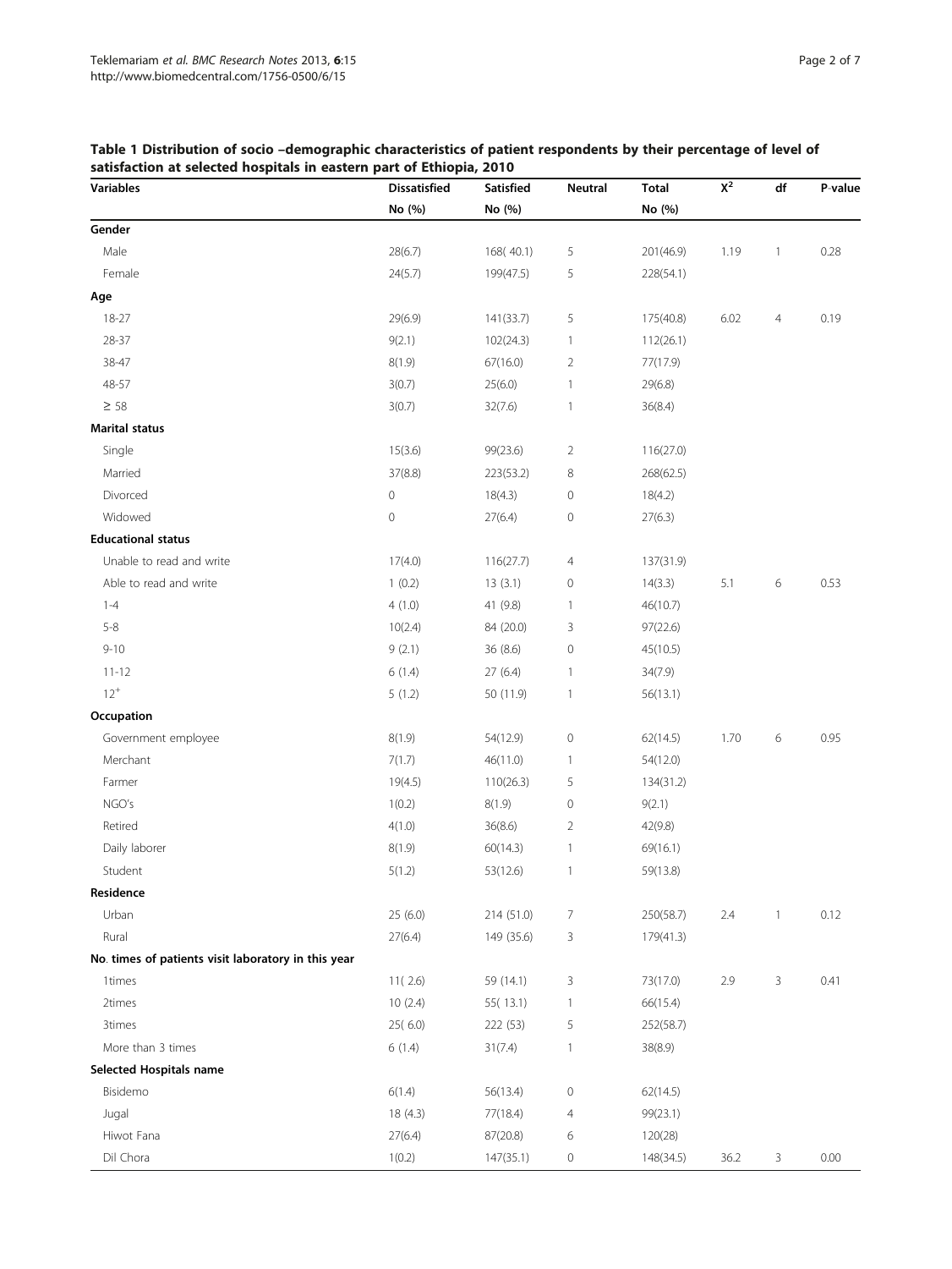**Table 1 Distribution of socio –demographic characteristics of patient respondents by their percentage of level of satisfaction at selected hospitals in eastern part of Ethiopia, 2010**

| Variables | Dissatisfied | Satisfied | Neutral | Total | $X^2$ | df | P-value |
|---|---|---|---|---|---|---|---|
| | No (%) | No (%) | | No (%) | | | |
| **Gender** | | | | | | | |
| Male | 28(6.7) | 168( 40.1) | 5 | 201(46.9) | 1.19 | 1 | 0.28 |
| Female | 24(5.7) | 199(47.5) | 5 | 228(54.1) | | | |
| **Age** | | | | | | | |
| 18-27 | 29(6.9) | 141(33.7) | 5 | 175(40.8) | 6.02 | 4 | 0.19 |
| 28-37 | 9(2.1) | 102(24.3) | 1 | 112(26.1) | | | |
| 38-47 | 8(1.9) | 67(16.0) | 2 | 77(17.9) | | | |
| 48-57 | 3(0.7) | 25(6.0) | 1 | 29(6.8) | | | |
| ≥ 58 | 3(0.7) | 32(7.6) | 1 | 36(8.4) | | | |
| **Marital status** | | | | | | | |
| Single | 15(3.6) | 99(23.6) | 2 | 116(27.0) | | | |
| Married | 37(8.8) | 223(53.2) | 8 | 268(62.5) | | | |
| Divorced | 0 | 18(4.3) | 0 | 18(4.2) | | | |
| Widowed | 0 | 27(6.4) | 0 | 27(6.3) | | | |
| **Educational status** | | | | | | | |
| Unable to read and write | 17(4.0) | 116(27.7) | 4 | 137(31.9) | | | |
| Able to read and write | 1 (0.2) | 13 (3.1) | 0 | 14(3.3) | 5.1 | 6 | 0.53 |
| 1-4 | 4 (1.0) | 41 (9.8) | 1 | 46(10.7) | | | |
| 5-8 | 10(2.4) | 84 (20.0) | 3 | 97(22.6) | | | |
| 9-10 | 9 (2.1) | 36 (8.6) | 0 | 45(10.5) | | | |
| 11-12 | 6 (1.4) | 27 (6.4) | 1 | 34(7.9) | | | |
| $12^+$ | 5 (1.2) | 50 (11.9) | 1 | 56(13.1) | | | |
| **Occupation** | | | | | | | |
| Government employee | 8(1.9) | 54(12.9) | 0 | 62(14.5) | 1.70 | 6 | 0.95 |
| Merchant | 7(1.7) | 46(11.0) | 1 | 54(12.0) | | | |
| Farmer | 19(4.5) | 110(26.3) | 5 | 134(31.2) | | | |
| NGO's | 1(0.2) | 8(1.9) | 0 | 9(2.1) | | | |
| Retired | 4(1.0) | 36(8.6) | 2 | 42(9.8) | | | |
| Daily laborer | 8(1.9) | 60(14.3) | 1 | 69(16.1) | | | |
| Student | 5(1.2) | 53(12.6) | 1 | 59(13.8) | | | |
| **Residence** | | | | | | | |
| Urban | 25 (6.0) | 214 (51.0) | 7 | 250(58.7) | 2.4 | 1 | 0.12 |
| Rural | 27(6.4) | 149 (35.6) | 3 | 179(41.3) | | | |
| **No. times of patients visit laboratory in this year** | | | | | | | |
| 1times | 11( 2.6) | 59 (14.1) | 3 | 73(17.0) | 2.9 | 3 | 0.41 |
| 2times | 10 (2.4) | 55( 13.1) | 1 | 66(15.4) | | | |
| 3times | 25( 6.0) | 222 (53) | 5 | 252(58.7) | | | |
| More than 3 times | 6 (1.4) | 31(7.4) | 1 | 38(8.9) | | | |
| **Selected Hospitals name** | | | | | | | |
| Bisidemo | 6(1.4) | 56(13.4) | 0 | 62(14.5) | | | |
| Jugal | 18 (4.3) | 77(18.4) | 4 | 99(23.1) | | | |
| Hiwot Fana | 27(6.4) | 87(20.8) | 6 | 120(28) | | | |
| Dil Chora | 1(0.2) | 147(35.1) | 0 | 148(34.5) | 36.2 | 3 | 0.00 |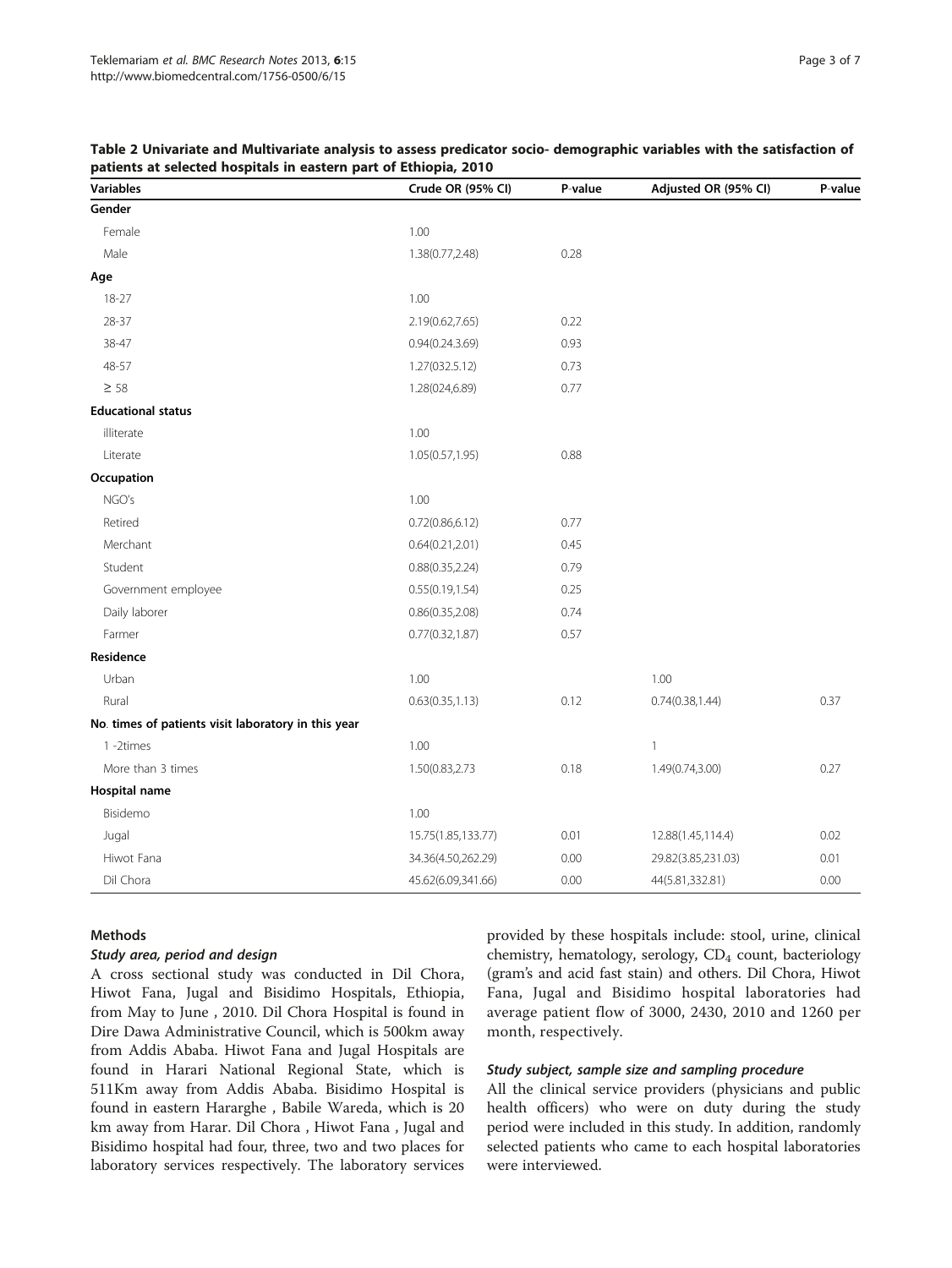**Table 2 Univariate and Multivariate analysis to assess predicator socio- demographic variables with the satisfaction of patients at selected hospitals in eastern part of Ethiopia, 2010**

| Variables | Crude OR (95% CI) | P-value | Adjusted OR (95% CI) | P-value |
|---|---|---|---|---|
| **Gender** | | | | |
| Female | 1.00 | | | |
| Male | 1.38(0.77,2.48) | 0.28 | | |
| **Age** | | | | |
| 18-27 | 1.00 | | | |
| 28-37 | 2.19(0.62,7.65) | 0.22 | | |
| 38-47 | 0.94(0.24.3.69) | 0.93 | | |
| 48-57 | 1.27(032.5.12) | 0.73 | | |
| ≥ 58 | 1.28(024,6.89) | 0.77 | | |
| **Educational status** | | | | |
| illiterate | 1.00 | | | |
| Literate | 1.05(0.57,1.95) | 0.88 | | |
| **Occupation** | | | | |
| NGO's | 1.00 | | | |
| Retired | 0.72(0.86,6.12) | 0.77 | | |
| Merchant | 0.64(0.21,2.01) | 0.45 | | |
| Student | 0.88(0.35,2.24) | 0.79 | | |
| Government employee | 0.55(0.19,1.54) | 0.25 | | |
| Daily laborer | 0.86(0.35,2.08) | 0.74 | | |
| Farmer | 0.77(0.32,1.87) | 0.57 | | |
| **Residence** | | | | |
| Urban | 1.00 | | 1.00 | |
| Rural | 0.63(0.35,1.13) | 0.12 | 0.74(0.38,1.44) | 0.37 |
| **No. times of patients visit laboratory in this year** | | | | |
| 1 -2times | 1.00 | | 1 | |
| More than 3 times | 1.50(0.83,2.73 | 0.18 | 1.49(0.74,3.00) | 0.27 |
| **Hospital name** | | | | |
| Bisidemo | 1.00 | | | |
| Jugal | 15.75(1.85,133.77) | 0.01 | 12.88(1.45,114.4) | 0.02 |
| Hiwot Fana | 34.36(4.50,262.29) | 0.00 | 29.82(3.85,231.03) | 0.01 |
| Dil Chora | 45.62(6.09,341.66) | 0.00 | 44(5.81,332.81) | 0.00 |

## Methods

### *Study area, period and design*

A cross sectional study was conducted in Dil Chora, Hiwot Fana, Jugal and Bisidimo Hospitals, Ethiopia, from May to June , 2010. Dil Chora Hospital is found in Dire Dawa Administrative Council, which is 500km away from Addis Ababa. Hiwot Fana and Jugal Hospitals are found in Harari National Regional State, which is 511Km away from Addis Ababa. Bisidimo Hospital is found in eastern Hararghe , Babile Wareda, which is 20 km away from Harar. Dil Chora , Hiwot Fana , Jugal and Bisidimo hospital had four, three, two and two places for laboratory services respectively. The laboratory services provided by these hospitals include: stool, urine, clinical chemistry, hematology, serology, $CD_4$ count, bacteriology (gram's and acid fast stain) and others. Dil Chora, Hiwot Fana, Jugal and Bisidimo hospital laboratories had average patient flow of 3000, 2430, 2010 and 1260 per month, respectively.

### *Study subject, sample size and sampling procedure*

All the clinical service providers (physicians and public health officers) who were on duty during the study period were included in this study. In addition, randomly selected patients who came to each hospital laboratories were interviewed.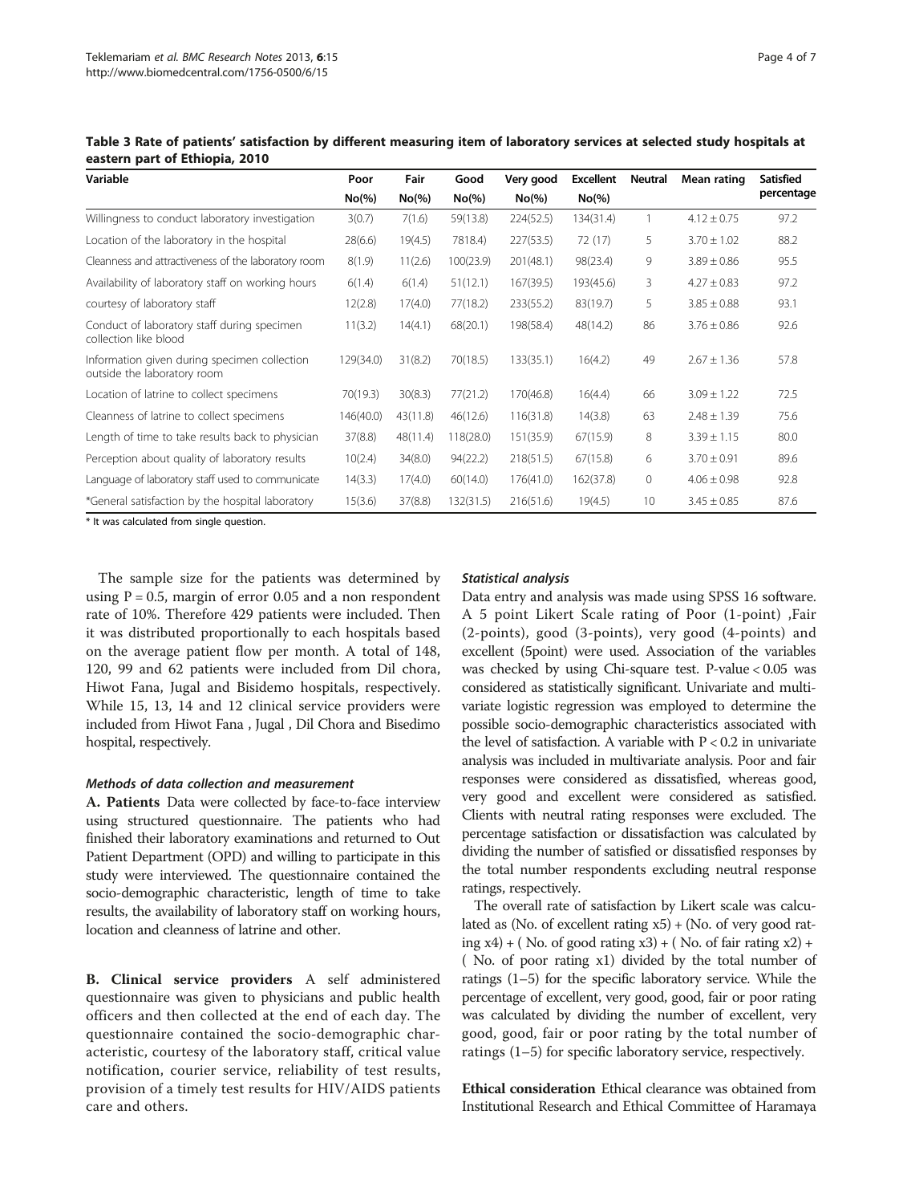**Table 3 Rate of patients' satisfaction by different measuring item of laboratory services at selected study hospitals at eastern part of Ethiopia, 2010**

| Variable | Poor | Fair | Good | Very good | Excellent | Neutral | Mean rating | Satisfied percentage |
|---|---|---|---|---|---|---|---|---|
| | No(%) | No(%) | No(%) | No(%) | No(%) | | | |
| Willingness to conduct laboratory investigation | 3(0.7) | 7(1.6) | 59(13.8) | 224(52.5) | 134(31.4) | 1 | 4.12 ± 0.75 | 97.2 |
| Location of the laboratory in the hospital | 28(6.6) | 19(4.5) | 7818.4) | 227(53.5) | 72 (17) | 5 | 3.70 ± 1.02 | 88.2 |
| Cleanness and attractiveness of the laboratory room | 8(1.9) | 11(2.6) | 100(23.9) | 201(48.1) | 98(23.4) | 9 | 3.89 ± 0.86 | 95.5 |
| Availability of laboratory staff on working hours | 6(1.4) | 6(1.4) | 51(12.1) | 167(39.5) | 193(45.6) | 3 | 4.27 ± 0.83 | 97.2 |
| courtesy of laboratory staff | 12(2.8) | 17(4.0) | 77(18.2) | 233(55.2) | 83(19.7) | 5 | 3.85 ± 0.88 | 93.1 |
| Conduct of laboratory staff during specimen collection like blood | 11(3.2) | 14(4.1) | 68(20.1) | 198(58.4) | 48(14.2) | 86 | 3.76 ± 0.86 | 92.6 |
| Information given during specimen collection outside the laboratory room | 129(34.0) | 31(8.2) | 70(18.5) | 133(35.1) | 16(4.2) | 49 | 2.67 ± 1.36 | 57.8 |
| Location of latrine to collect specimens | 70(19.3) | 30(8.3) | 77(21.2) | 170(46.8) | 16(4.4) | 66 | 3.09 ± 1.22 | 72.5 |
| Cleanness of latrine to collect specimens | 146(40.0) | 43(11.8) | 46(12.6) | 116(31.8) | 14(3.8) | 63 | 2.48 ± 1.39 | 75.6 |
| Length of time to take results back to physician | 37(8.8) | 48(11.4) | 118(28.0) | 151(35.9) | 67(15.9) | 8 | 3.39 ± 1.15 | 80.0 |
| Perception about quality of laboratory results | 10(2.4) | 34(8.0) | 94(22.2) | 218(51.5) | 67(15.8) | 6 | 3.70 ± 0.91 | 89.6 |
| Language of laboratory staff used to communicate | 14(3.3) | 17(4.0) | 60(14.0) | 176(41.0) | 162(37.8) | 0 | 4.06 ± 0.98 | 92.8 |
| *General satisfaction by the hospital laboratory | 15(3.6) | 37(8.8) | 132(31.5) | 216(51.6) | 19(4.5) | 10 | 3.45 ± 0.85 | 87.6 |

* It was calculated from single question.

The sample size for the patients was determined by using P = 0.5, margin of error 0.05 and a non respondent rate of 10%. Therefore 429 patients were included. Then it was distributed proportionally to each hospitals based on the average patient flow per month. A total of 148, 120, 99 and 62 patients were included from Dil chora, Hiwot Fana, Jugal and Bisidemo hospitals, respectively. While 15, 13, 14 and 12 clinical service providers were included from Hiwot Fana , Jugal , Dil Chora and Bisedimo hospital, respectively.

#### *Methods of data collection and measurement*

**A. Patients** Data were collected by face-to-face interview using structured questionnaire. The patients who had finished their laboratory examinations and returned to Out Patient Department (OPD) and willing to participate in this study were interviewed. The questionnaire contained the socio-demographic characteristic, length of time to take results, the availability of laboratory staff on working hours, location and cleanness of latrine and other.

**B. Clinical service providers** A self administered questionnaire was given to physicians and public health officers and then collected at the end of each day. The questionnaire contained the socio-demographic characteristic, courtesy of the laboratory staff, critical value notification, courier service, reliability of test results, provision of a timely test results for HIV/AIDS patients care and others.

#### *Statistical analysis*

Data entry and analysis was made using SPSS 16 software. A 5 point Likert Scale rating of Poor (1-point) ,Fair (2-points), good (3-points), very good (4-points) and excellent (5point) were used. Association of the variables was checked by using Chi-square test. P-value < 0.05 was considered as statistically significant. Univariate and multivariate logistic regression was employed to determine the possible socio-demographic characteristics associated with the level of satisfaction. A variable with P < 0.2 in univariate analysis was included in multivariate analysis. Poor and fair responses were considered as dissatisfied, whereas good, very good and excellent were considered as satisfied. Clients with neutral rating responses were excluded. The percentage satisfaction or dissatisfaction was calculated by dividing the number of satisfied or dissatisfied responses by the total number respondents excluding neutral response ratings, respectively.

The overall rate of satisfaction by Likert scale was calculated as (No. of excellent rating x5) + (No. of very good rating x4) + ( No. of good rating x3) + ( No. of fair rating x2) + ( No. of poor rating x1) divided by the total number of ratings (1–5) for the specific laboratory service. While the percentage of excellent, very good, good, fair or poor rating was calculated by dividing the number of excellent, very good, good, fair or poor rating by the total number of ratings (1–5) for specific laboratory service, respectively.

**Ethical consideration** Ethical clearance was obtained from Institutional Research and Ethical Committee of Haramaya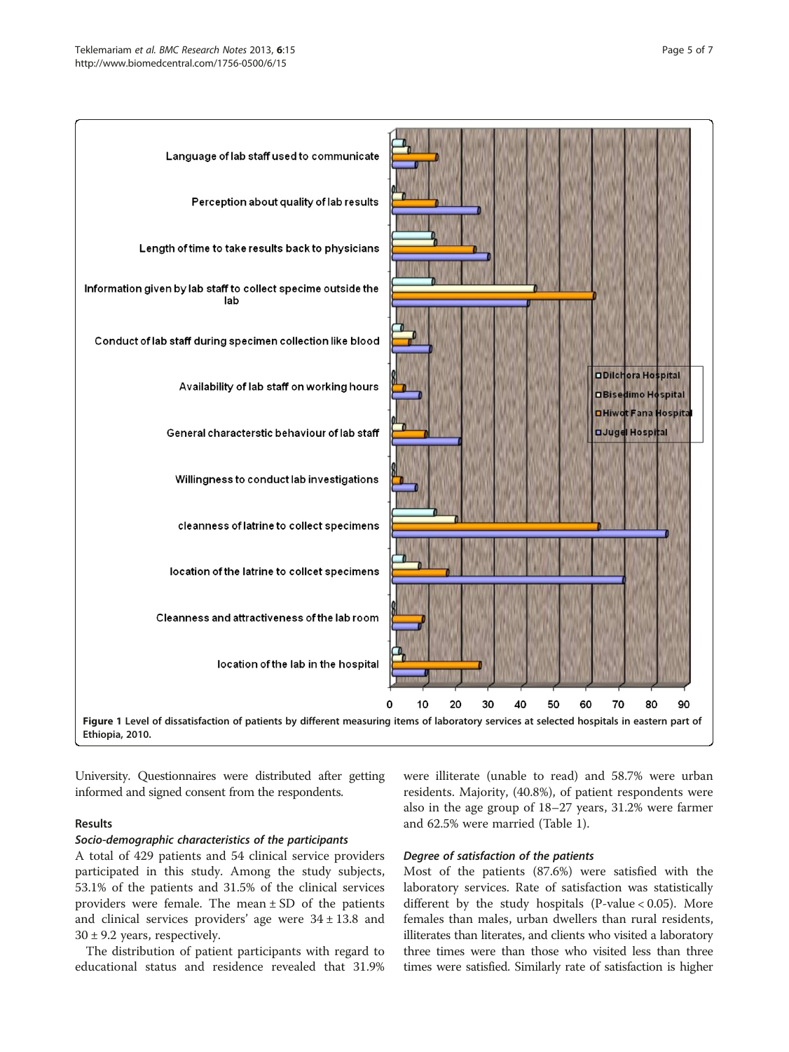Figure 1 Level of dissatisfaction of patients by different measuring items of laboratory services at selected hospitals in eastern part of Ethiopia, 2010.

University. Questionnaires were distributed after getting informed and signed consent from the respondents.

## Results

### *Socio-demographic characteristics of the participants*

A total of 429 patients and 54 clinical service providers participated in this study. Among the study subjects, 53.1% of the patients and 31.5% of the clinical services providers were female. The mean ± SD of the patients and clinical services providers' age were 34 ± 13.8 and 30 ± 9.2 years, respectively.

The distribution of patient participants with regard to educational status and residence revealed that 31.9% were illiterate (unable to read) and 58.7% were urban residents. Majority, (40.8%), of patient respondents were also in the age group of 18–27 years, 31.2% were farmer and 62.5% were married (Table 1).

### *Degree of satisfaction of the patients*

Most of the patients (87.6%) were satisfied with the laboratory services. Rate of satisfaction was statistically different by the study hospitals (P-value < 0.05). More females than males, urban dwellers than rural residents, illiterates than literates, and clients who visited a laboratory three times were than those who visited less than three times were satisfied. Similarly rate of satisfaction is higher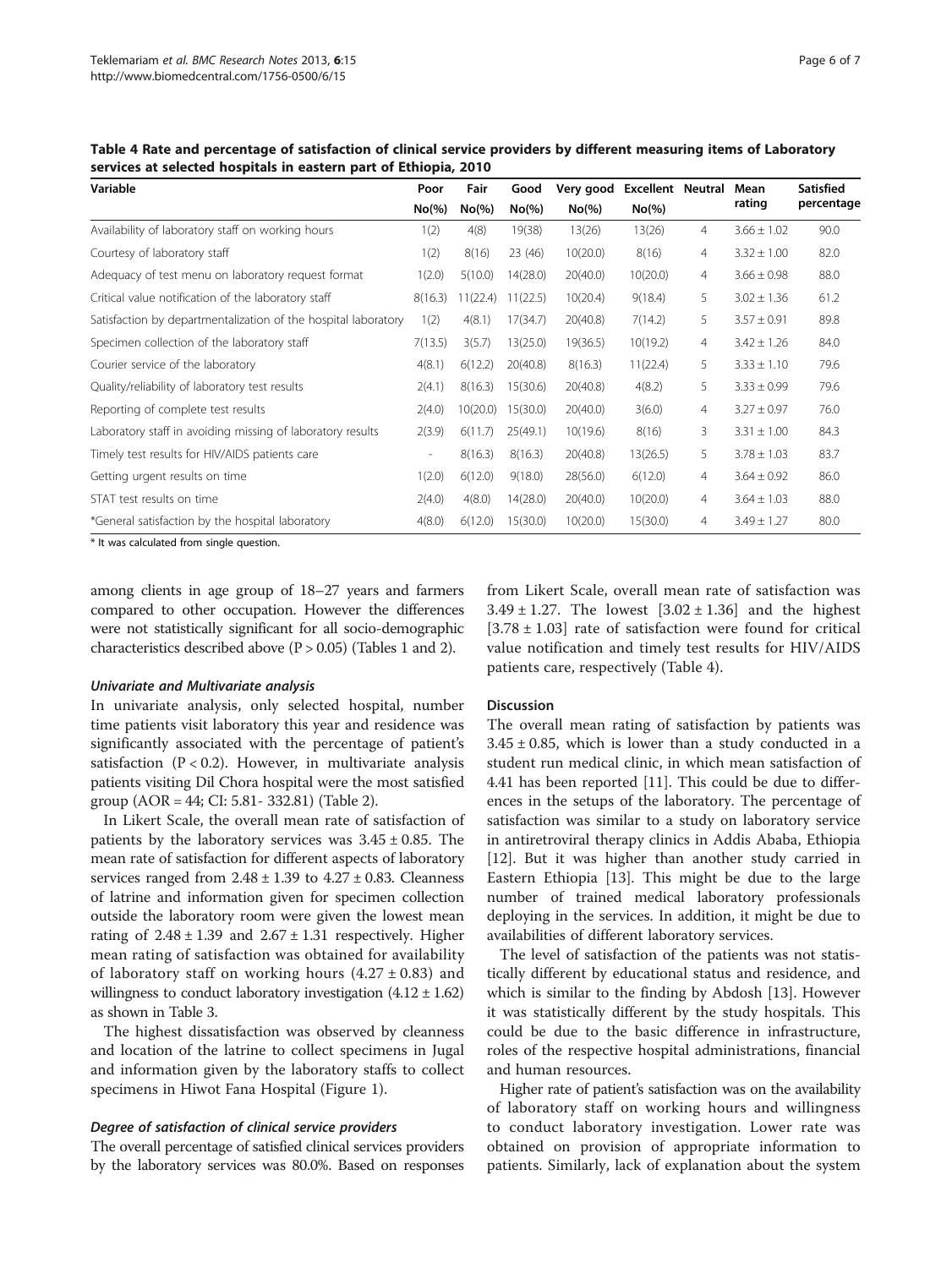**Table 4 Rate and percentage of satisfaction of clinical service providers by different measuring items of Laboratory services at selected hospitals in eastern part of Ethiopia, 2010**

| Variable | Poor No(%) | Fair No(%) | Good No(%) | Very good No(%) | Excellent No(%) | Neutral | Mean rating | Satisfied percentage |
|---|---|---|---|---|---|---|---|---|
| Availability of laboratory staff on working hours | 1(2) | 4(8) | 19(38) | 13(26) | 13(26) | 4 | 3.66 ± 1.02 | 90.0 |
| Courtesy of laboratory staff | 1(2) | 8(16) | 23 (46) | 10(20.0) | 8(16) | 4 | 3.32 ± 1.00 | 82.0 |
| Adequacy of test menu on laboratory request format | 1(2.0) | 5(10.0) | 14(28.0) | 20(40.0) | 10(20.0) | 4 | 3.66 ± 0.98 | 88.0 |
| Critical value notification of the laboratory staff | 8(16.3) | 11(22.4) | 11(22.5) | 10(20.4) | 9(18.4) | 5 | 3.02 ± 1.36 | 61.2 |
| Satisfaction by departmentalization of the hospital laboratory | 1(2) | 4(8.1) | 17(34.7) | 20(40.8) | 7(14.2) | 5 | 3.57 ± 0.91 | 89.8 |
| Specimen collection of the laboratory staff | 7(13.5) | 3(5.7) | 13(25.0) | 19(36.5) | 10(19.2) | 4 | 3.42 ± 1.26 | 84.0 |
| Courier service of the laboratory | 4(8.1) | 6(12.2) | 20(40.8) | 8(16.3) | 11(22.4) | 5 | 3.33 ± 1.10 | 79.6 |
| Quality/reliability of laboratory test results | 2(4.1) | 8(16.3) | 15(30.6) | 20(40.8) | 4(8.2) | 5 | 3.33 ± 0.99 | 79.6 |
| Reporting of complete test results | 2(4.0) | 10(20.0) | 15(30.0) | 20(40.0) | 3(6.0) | 4 | 3.27 ± 0.97 | 76.0 |
| Laboratory staff in avoiding missing of laboratory results | 2(3.9) | 6(11.7) | 25(49.1) | 10(19.6) | 8(16) | 3 | 3.31 ± 1.00 | 84.3 |
| Timely test results for HIV/AIDS patients care | - | 8(16.3) | 8(16.3) | 20(40.8) | 13(26.5) | 5 | 3.78 ± 1.03 | 83.7 |
| Getting urgent results on time | 1(2.0) | 6(12.0) | 9(18.0) | 28(56.0) | 6(12.0) | 4 | 3.64 ± 0.92 | 86.0 |
| STAT test results on time | 2(4.0) | 4(8.0) | 14(28.0) | 20(40.0) | 10(20.0) | 4 | 3.64 ± 1.03 | 88.0 |
| *General satisfaction by the hospital laboratory | 4(8.0) | 6(12.0) | 15(30.0) | 10(20.0) | 15(30.0) | 4 | 3.49 ± 1.27 | 80.0 |

\* It was calculated from single question.

among clients in age group of 18–27 years and farmers compared to other occupation. However the differences were not statistically significant for all socio-demographic characteristics described above ($P > 0.05$) (Tables 1 and 2).

### *Univariate and Multivariate analysis*

In univariate analysis, only selected hospital, number time patients visit laboratory this year and residence was significantly associated with the percentage of patient's satisfaction ($P < 0.2$). However, in multivariate analysis patients visiting Dil Chora hospital were the most satisfied group (AOR = 44; CI: 5.81- 332.81) (Table 2).

In Likert Scale, the overall mean rate of satisfaction of patients by the laboratory services was 3.45 ± 0.85. The mean rate of satisfaction for different aspects of laboratory services ranged from 2.48 ± 1.39 to 4.27 ± 0.83. Cleanness of latrine and information given for specimen collection outside the laboratory room were given the lowest mean rating of 2.48 ± 1.39 and 2.67 ± 1.31 respectively. Higher mean rating of satisfaction was obtained for availability of laboratory staff on working hours (4.27 ± 0.83) and willingness to conduct laboratory investigation (4.12 ± 1.62) as shown in Table 3.

The highest dissatisfaction was observed by cleanness and location of the latrine to collect specimens in Jugal and information given by the laboratory staffs to collect specimens in Hiwot Fana Hospital (Figure 1).

### *Degree of satisfaction of clinical service providers*

The overall percentage of satisfied clinical services providers by the laboratory services was 80.0%. Based on responses from Likert Scale, overall mean rate of satisfaction was 3.49 ± 1.27. The lowest [3.02 ± 1.36] and the highest [3.78 ± 1.03] rate of satisfaction were found for critical value notification and timely test results for HIV/AIDS patients care, respectively (Table 4).

## Discussion

The overall mean rating of satisfaction by patients was 3.45 ± 0.85, which is lower than a study conducted in a student run medical clinic, in which mean satisfaction of 4.41 has been reported [11]. This could be due to differences in the setups of the laboratory. The percentage of satisfaction was similar to a study on laboratory service in antiretroviral therapy clinics in Addis Ababa, Ethiopia [12]. But it was higher than another study carried in Eastern Ethiopia [13]. This might be due to the large number of trained medical laboratory professionals deploying in the services. In addition, it might be due to availabilities of different laboratory services.

The level of satisfaction of the patients was not statistically different by educational status and residence, and which is similar to the finding by Abdosh [13]. However it was statistically different by the study hospitals. This could be due to the basic difference in infrastructure, roles of the respective hospital administrations, financial and human resources.

Higher rate of patient's satisfaction was on the availability of laboratory staff on working hours and willingness to conduct laboratory investigation. Lower rate was obtained on provision of appropriate information to patients. Similarly, lack of explanation about the system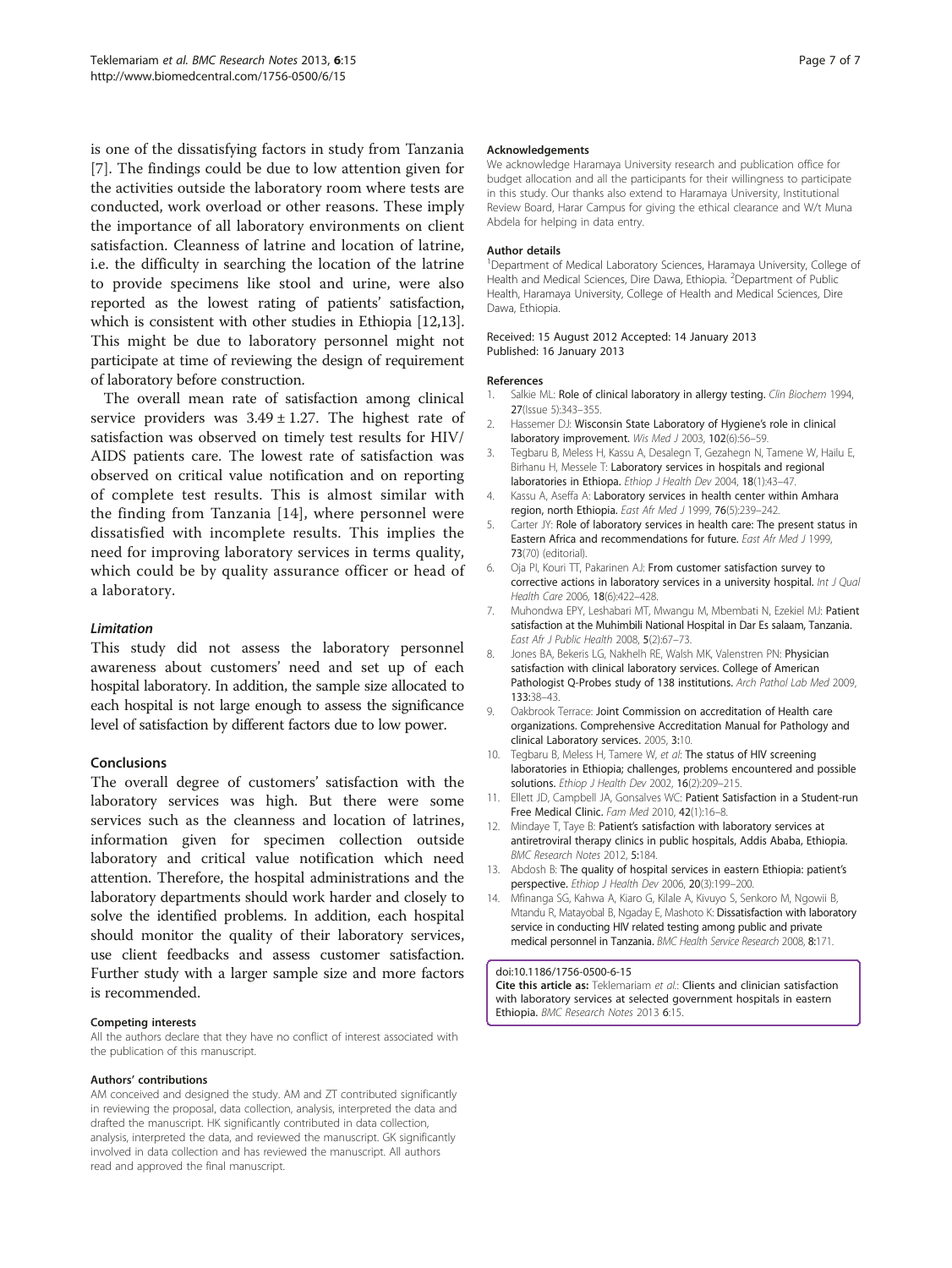is one of the dissatisfying factors in study from Tanzania [7]. The findings could be due to low attention given for the activities outside the laboratory room where tests are conducted, work overload or other reasons. These imply the importance of all laboratory environments on client satisfaction. Cleanness of latrine and location of latrine, i.e. the difficulty in searching the location of the latrine to provide specimens like stool and urine, were also reported as the lowest rating of patients' satisfaction, which is consistent with other studies in Ethiopia [12,13]. This might be due to laboratory personnel might not participate at time of reviewing the design of requirement of laboratory before construction.

The overall mean rate of satisfaction among clinical service providers was $3.49 \pm 1.27$. The highest rate of satisfaction was observed on timely test results for HIV/AIDS patients care. The lowest rate of satisfaction was observed on critical value notification and on reporting of complete test results. This is almost similar with the finding from Tanzania [14], where personnel were dissatisfied with incomplete results. This implies the need for improving laboratory services in terms quality, which could be by quality assurance officer or head of a laboratory.

### Limitation

This study did not assess the laboratory personnel awareness about customers' need and set up of each hospital laboratory. In addition, the sample size allocated to each hospital is not large enough to assess the significance level of satisfaction by different factors due to low power.

## Conclusions

The overall degree of customers' satisfaction with the laboratory services was high. But there were some services such as the cleanness and location of latrines, information given for specimen collection outside laboratory and critical value notification which need attention. Therefore, the hospital administrations and the laboratory departments should work harder and closely to solve the identified problems. In addition, each hospital should monitor the quality of their laboratory services, use client feedbacks and assess customer satisfaction. Further study with a larger sample size and more factors is recommended.

#### Competing interests

All the authors declare that they have no conflict of interest associated with the publication of this manuscript.

#### Authors' contributions

AM conceived and designed the study. AM and ZT contributed significantly in reviewing the proposal, data collection, analysis, interpreted the data and drafted the manuscript. HK significantly contributed in data collection, analysis, interpreted the data, and reviewed the manuscript. GK significantly involved in data collection and has reviewed the manuscript. All authors read and approved the final manuscript.

#### Acknowledgements

We acknowledge Haramaya University research and publication office for budget allocation and all the participants for their willingness to participate in this study. Our thanks also extend to Haramaya University, Institutional Review Board, Harar Campus for giving the ethical clearance and W/t Muna Abdela for helping in data entry.

#### Author details

[1]Department of Medical Laboratory Sciences, Haramaya University, College of Health and Medical Sciences, Dire Dawa, Ethiopia. [2]Department of Public Health, Haramaya University, College of Health and Medical Sciences, Dire Dawa, Ethiopia.

Received: 15 August 2012 Accepted: 14 January 2013
Published: 16 January 2013

#### References

1. Salkie ML: **Role of clinical laboratory in allergy testing.** *Clin Biochem* 1994, **27**(Issue 5):343–355.
2. Hassemer DJ: **Wisconsin State Laboratory of Hygiene's role in clinical laboratory improvement.** *Wis Med J* 2003, **102**(6):56–59.
3. Tegbaru B, Meless H, Kassu A, Desalegn T, Gezahegn N, Tamene W, Hailu E, Birhanu H, Messele T: **Laboratory services in hospitals and regional laboratories in Ethiopa.** *Ethiop J Health Dev* 2004, **18**(1):43–47.
4. Kassu A, Aseffa A: **Laboratory services in health center within Amhara region, north Ethiopia.** *East Afr Med J* 1999, **76**(5):239–242.
5. Carter JY: **Role of laboratory services in health care: The present status in Eastern Africa and recommendations for future.** *East Afr Med J* 1999, **73**(70) (editorial).
6. Oja PI, Kouri TT, Pakarinen AJ: **From customer satisfaction survey to corrective actions in laboratory services in a university hospital.** *Int J Qual Health Care* 2006, **18**(6):422–428.
7. Muhondwa EPY, Leshabari MT, Mwangu M, Mbembati N, Ezekiel MJ: **Patient satisfaction at the Muhimbili National Hospital in Dar Es salaam, Tanzania.** *East Afr J Public Health* 2008, **5**(2):67–73.
8. Jones BA, Bekeris LG, Nakhelh RE, Walsh MK, Valenstren PN: **Physician satisfaction with clinical laboratory services. College of American Pathologist Q-Probes study of 138 institutions.** *Arch Pathol Lab Med* 2009, **133**:38–43.
9. Oakbrook Terrace: **Joint Commission on accreditation of Health care organizations. Comprehensive Accreditation Manual for Pathology and clinical Laboratory services.** 2005, **3**:10.
10. Tegbaru B, Meless H, Tamere W, *et al*: **The status of HIV screening laboratories in Ethiopia; challenges, problems encountered and possible solutions.** *Ethiop J Health Dev* 2002, **16**(2):209–215.
11. Ellett JD, Campbell JA, Gonsalves WC: **Patient Satisfaction in a Student-run Free Medical Clinic.** *Fam Med* 2010, **42**(1):16–8.
12. Mindaye T, Taye B: **Patient's satisfaction with laboratory services at antiretroviral therapy clinics in public hospitals, Addis Ababa, Ethiopia.** *BMC Research Notes* 2012, **5**:184.
13. Abdosh B: **The quality of hospital services in eastern Ethiopia: patient's perspective.** *Ethiop J Health Dev* 2006, **20**(3):199–200.
14. Mfinanga SG, Kahwa A, Kiaro G, Kilale A, Kivuyo S, Senkoro M, Ngowii B, Mtandu R, Matayobal B, Ngaday E, Mashoto K: **Dissatisfaction with laboratory service in conducting HIV related testing among public and private medical personnel in Tanzania.** *BMC Health Service Research* 2008, **8**:171.

doi:10.1186/1756-0500-6-15
**Cite this article as:** Teklemariam *et al.*: Clients and clinician satisfaction with laboratory services at selected government hospitals in eastern Ethiopia. *BMC Research Notes* 2013 **6**:15.